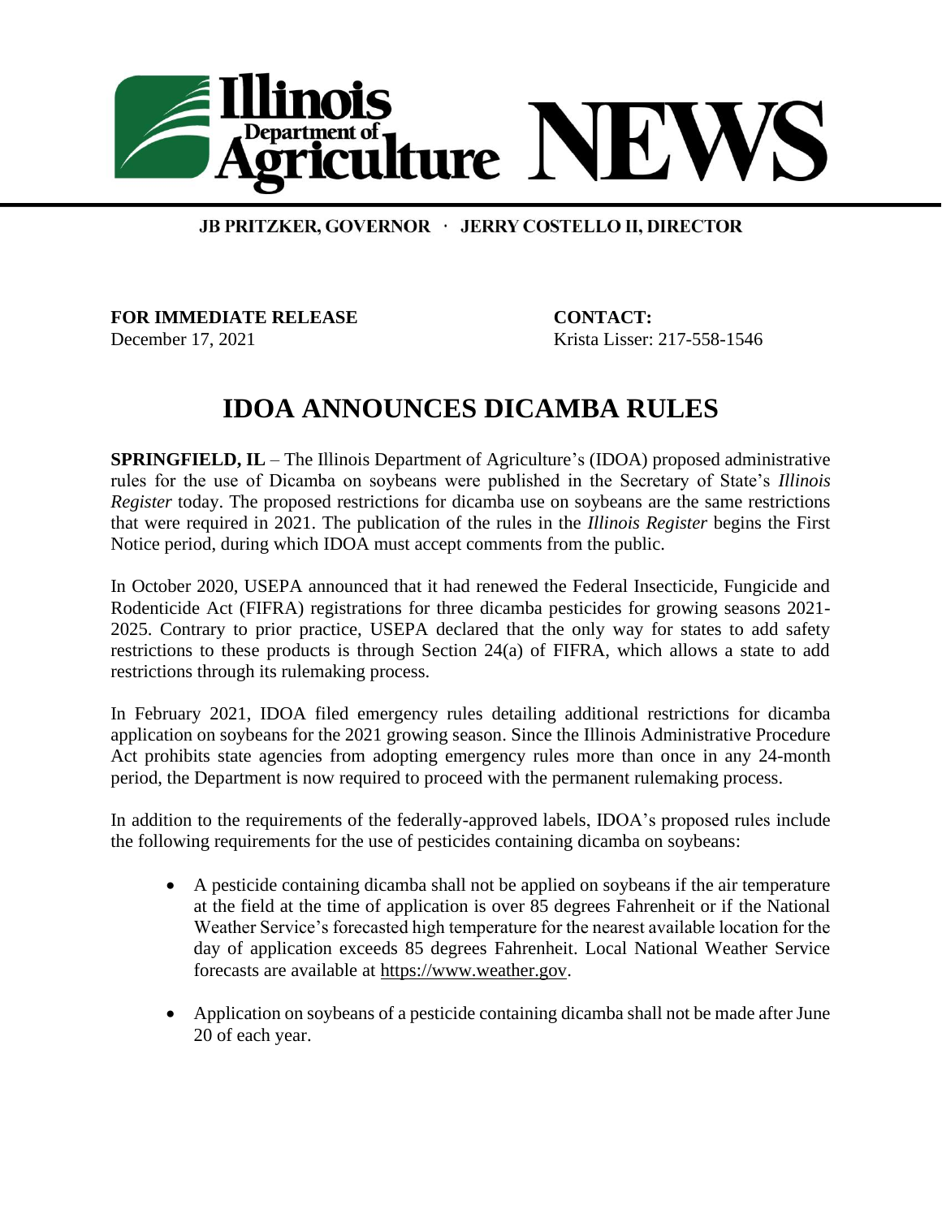# Illinois Department of Agriculture NEWS

**JB PRITZKER, GOVERNOR · JERRY COSTELLO II, DIRECTOR**

**FOR IMMEDIATE RELEASE**
December 17, 2021

**CONTACT:**
Krista Lisser: 217-558-1546

## IDOA ANNOUNCES DICAMBA RULES

**SPRINGFIELD, IL** – The Illinois Department of Agriculture's (IDOA) proposed administrative rules for the use of Dicamba on soybeans were published in the Secretary of State's *Illinois Register* today. The proposed restrictions for dicamba use on soybeans are the same restrictions that were required in 2021. The publication of the rules in the *Illinois Register* begins the First Notice period, during which IDOA must accept comments from the public.

In October 2020, USEPA announced that it had renewed the Federal Insecticide, Fungicide and Rodenticide Act (FIFRA) registrations for three dicamba pesticides for growing seasons 2021-2025. Contrary to prior practice, USEPA declared that the only way for states to add safety restrictions to these products is through Section 24(a) of FIFRA, which allows a state to add restrictions through its rulemaking process.

In February 2021, IDOA filed emergency rules detailing additional restrictions for dicamba application on soybeans for the 2021 growing season. Since the Illinois Administrative Procedure Act prohibits state agencies from adopting emergency rules more than once in any 24-month period, the Department is now required to proceed with the permanent rulemaking process.

In addition to the requirements of the federally-approved labels, IDOA's proposed rules include the following requirements for the use of pesticides containing dicamba on soybeans:

- A pesticide containing dicamba shall not be applied on soybeans if the air temperature at the field at the time of application is over 85 degrees Fahrenheit or if the National Weather Service's forecasted high temperature for the nearest available location for the day of application exceeds 85 degrees Fahrenheit. Local National Weather Service forecasts are available at https://www.weather.gov.

- Application on soybeans of a pesticide containing dicamba shall not be made after June 20 of each year.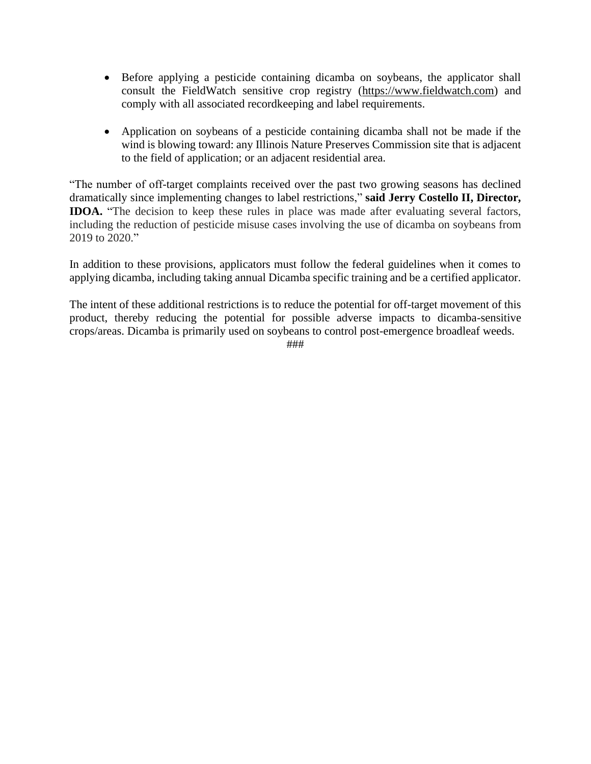- Before applying a pesticide containing dicamba on soybeans, the applicator shall consult the FieldWatch sensitive crop registry (https://www.fieldwatch.com) and comply with all associated recordkeeping and label requirements.

- Application on soybeans of a pesticide containing dicamba shall not be made if the wind is blowing toward: any Illinois Nature Preserves Commission site that is adjacent to the field of application; or an adjacent residential area.

"The number of off-target complaints received over the past two growing seasons has declined dramatically since implementing changes to label restrictions," **said Jerry Costello II, Director, IDOA.** "The decision to keep these rules in place was made after evaluating several factors, including the reduction of pesticide misuse cases involving the use of dicamba on soybeans from 2019 to 2020."

In addition to these provisions, applicators must follow the federal guidelines when it comes to applying dicamba, including taking annual Dicamba specific training and be a certified applicator.

The intent of these additional restrictions is to reduce the potential for off-target movement of this product, thereby reducing the potential for possible adverse impacts to dicamba-sensitive crops/areas. Dicamba is primarily used on soybeans to control post-emergence broadleaf weeds.

###